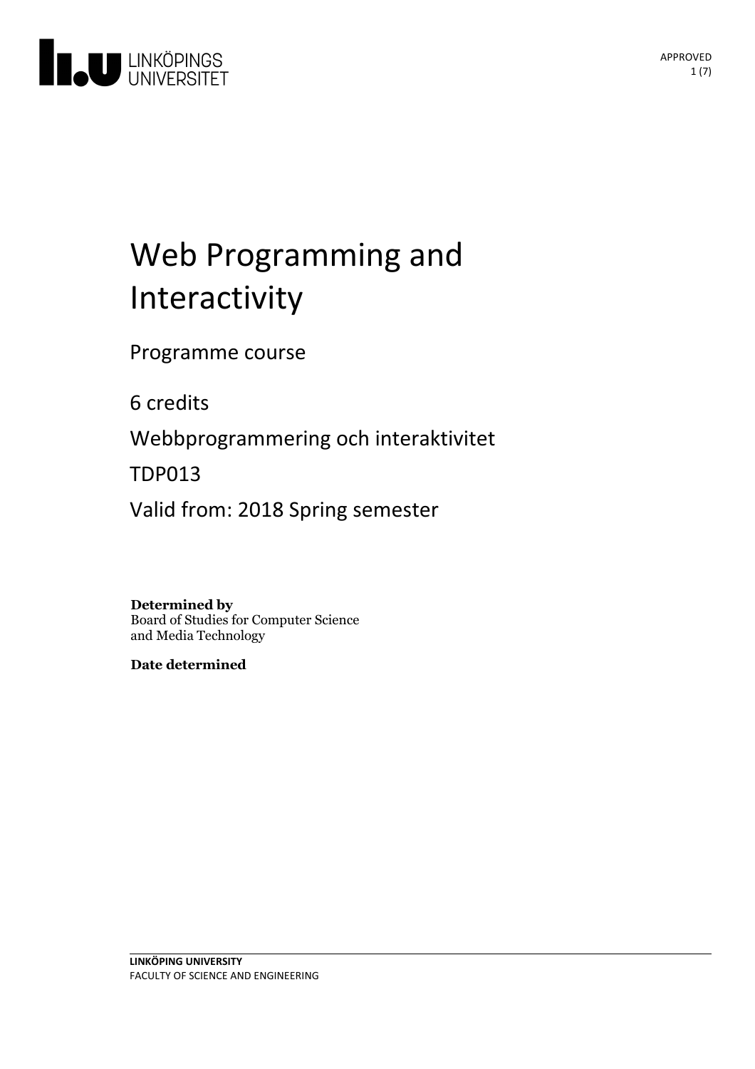# Web Programming and Interactivity

Programme course

6 credits

Webbprogrammering och interaktivitet

TDP013

Valid from: 2018 Spring semester

**Determined by**
Board of Studies for Computer Science and Media Technology

**Date determined**

**LINKÖPING UNIVERSITY**
FACULTY OF SCIENCE AND ENGINEERING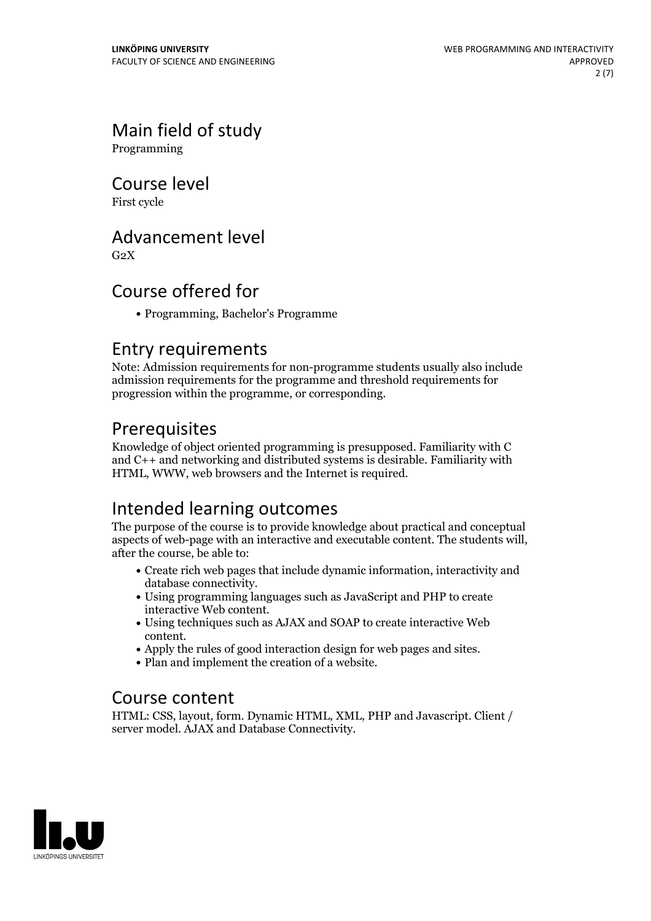## Main field of study

Programming

## Course level

First cycle

## Advancement level

G2X

## Course offered for

- Programming, Bachelor's Programme

## Entry requirements

Note: Admission requirements for non-programme students usually also include admission requirements for the programme and threshold requirements for progression within the programme, or corresponding.

## Prerequisites

Knowledge of object oriented programming is presupposed. Familiarity with C and C++ and networking and distributed systems is desirable. Familiarity with HTML, WWW, web browsers and the Internet is required.

## Intended learning outcomes

The purpose of the course is to provide knowledge about practical and conceptual aspects of web-page with an interactive and executable content. The students will, after the course, be able to:

- Create rich web pages that include dynamic information, interactivity and database connectivity.
- Using programming languages such as JavaScript and PHP to create interactive Web content.
- Using techniques such as AJAX and SOAP to create interactive Web content.
- Apply the rules of good interaction design for web pages and sites.
- Plan and implement the creation of a website.

## Course content

HTML: CSS, layout, form. Dynamic HTML, XML, PHP and Javascript. Client / server model. AJAX and Database Connectivity.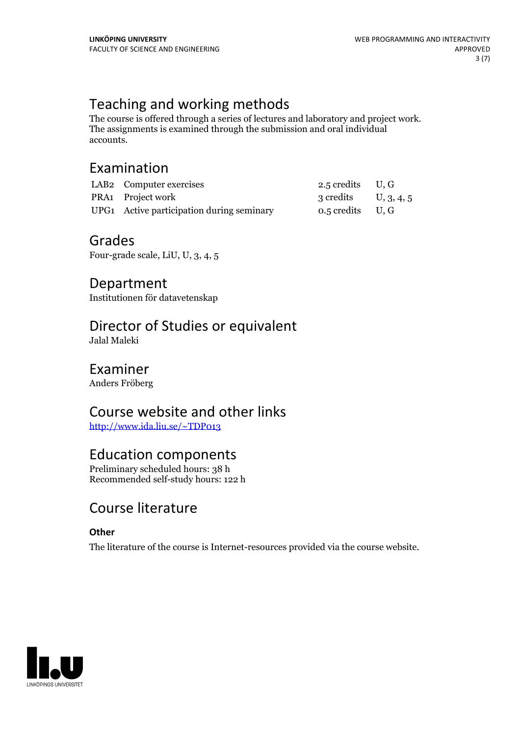## Teaching and working methods

The course is offered through a series of lectures and laboratory and project work. The assignments is examined through the submission and oral individual accounts.

## Examination

| | | | |
|---|---|---|---|
| LAB2 | Computer exercises | 2.5 credits | U, G |
| PRA1 | Project work | 3 credits | U, 3, 4, 5 |
| UPG1 | Active participation during seminary | 0.5 credits | U, G |

## Grades

Four-grade scale, LiU, U, 3, 4, 5

## Department

Institutionen för datavetenskap

## Director of Studies or equivalent

Jalal Maleki

## Examiner

Anders Fröberg

## Course website and other links

[http://www.ida.liu.se/~TDP013](http://www.ida.liu.se/~TDP013)

## Education components

Preliminary scheduled hours: 38 h
Recommended self-study hours: 122 h

## Course literature

### Other

The literature of the course is Internet-resources provided via the course website.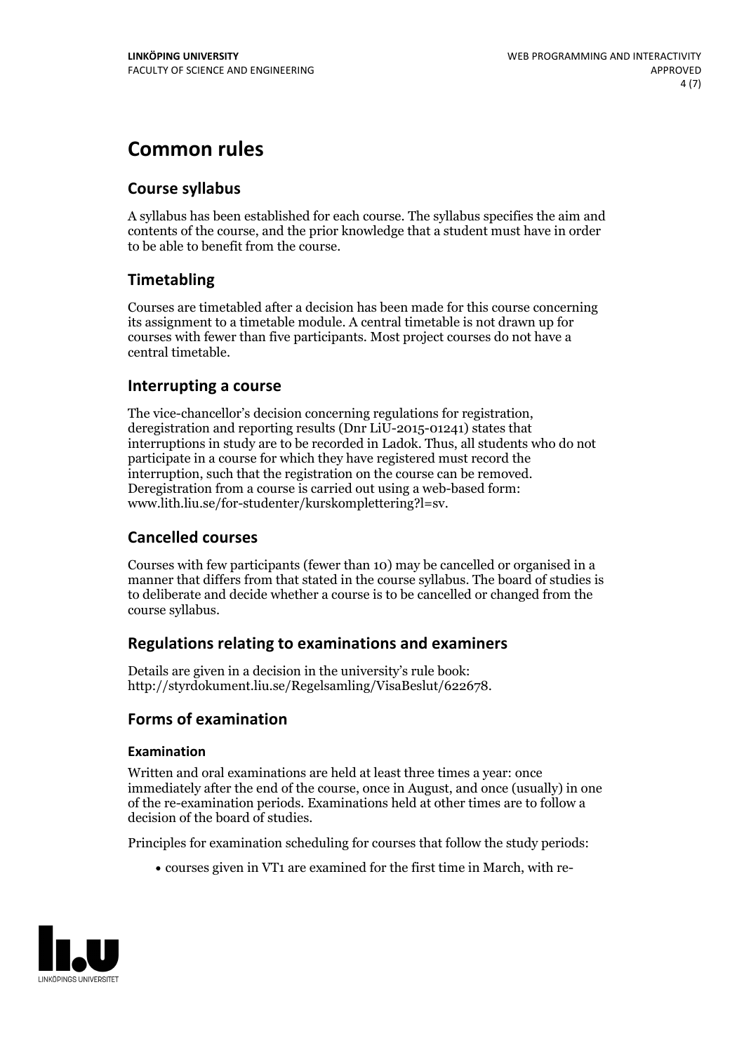# Common rules

## Course syllabus

A syllabus has been established for each course. The syllabus specifies the aim and contents of the course, and the prior knowledge that a student must have in order to be able to benefit from the course.

## Timetabling

Courses are timetabled after a decision has been made for this course concerning its assignment to a timetable module. A central timetable is not drawn up for courses with fewer than five participants. Most project courses do not have a central timetable.

## Interrupting a course

The vice-chancellor's decision concerning regulations for registration, deregistration and reporting results (Dnr LiU-2015-01241) states that interruptions in study are to be recorded in Ladok. Thus, all students who do not participate in a course for which they have registered must record the interruption, such that the registration on the course can be removed. Deregistration from a course is carried out using a web-based form: www.lith.liu.se/for-studenter/kurskomplettering?l=sv.

## Cancelled courses

Courses with few participants (fewer than 10) may be cancelled or organised in a manner that differs from that stated in the course syllabus. The board of studies is to deliberate and decide whether a course is to be cancelled or changed from the course syllabus.

## Regulations relating to examinations and examiners

Details are given in a decision in the university's rule book: http://styrdokument.liu.se/Regelsamling/VisaBeslut/622678.

## Forms of examination

### Examination

Written and oral examinations are held at least three times a year: once immediately after the end of the course, once in August, and once (usually) in one of the re-examination periods. Examinations held at other times are to follow a decision of the board of studies.

Principles for examination scheduling for courses that follow the study periods:

- courses given in VT1 are examined for the first time in March, with re-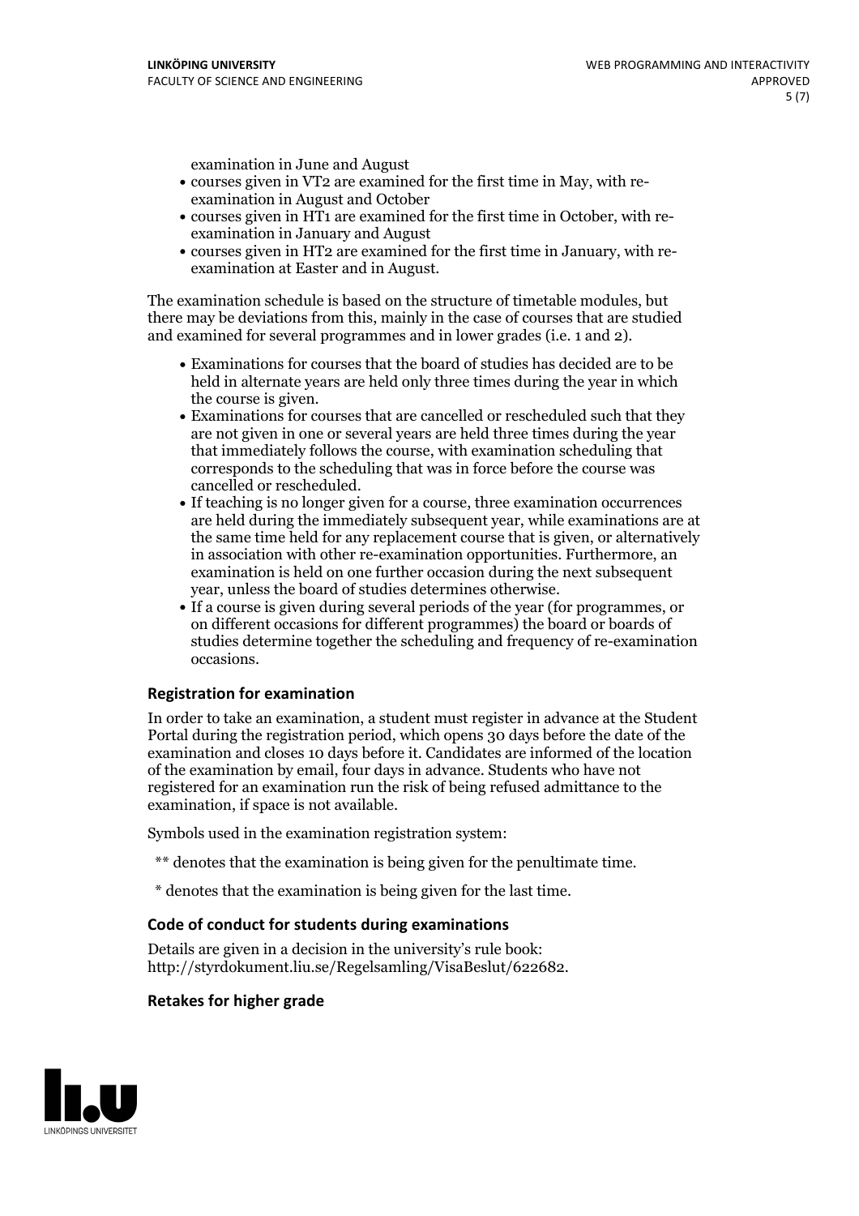examination in June and August
- courses given in VT2 are examined for the first time in May, with re-examination in August and October
- courses given in HT1 are examined for the first time in October, with re-examination in January and August
- courses given in HT2 are examined for the first time in January, with re-examination at Easter and in August.

The examination schedule is based on the structure of timetable modules, but there may be deviations from this, mainly in the case of courses that are studied and examined for several programmes and in lower grades (i.e. 1 and 2).

- Examinations for courses that the board of studies has decided are to be held in alternate years are held only three times during the year in which the course is given.
- Examinations for courses that are cancelled or rescheduled such that they are not given in one or several years are held three times during the year that immediately follows the course, with examination scheduling that corresponds to the scheduling that was in force before the course was cancelled or rescheduled.
- If teaching is no longer given for a course, three examination occurrences are held during the immediately subsequent year, while examinations are at the same time held for any replacement course that is given, or alternatively in association with other re-examination opportunities. Furthermore, an examination is held on one further occasion during the next subsequent year, unless the board of studies determines otherwise.
- If a course is given during several periods of the year (for programmes, or on different occasions for different programmes) the board or boards of studies determine together the scheduling and frequency of re-examination occasions.

### Registration for examination

In order to take an examination, a student must register in advance at the Student Portal during the registration period, which opens 30 days before the date of the examination and closes 10 days before it. Candidates are informed of the location of the examination by email, four days in advance. Students who have not registered for an examination run the risk of being refused admittance to the examination, if space is not available.

Symbols used in the examination registration system:

** denotes that the examination is being given for the penultimate time.

* denotes that the examination is being given for the last time.

### Code of conduct for students during examinations

Details are given in a decision in the university's rule book: http://styrdokument.liu.se/Regelsamling/VisaBeslut/622682.

### Retakes for higher grade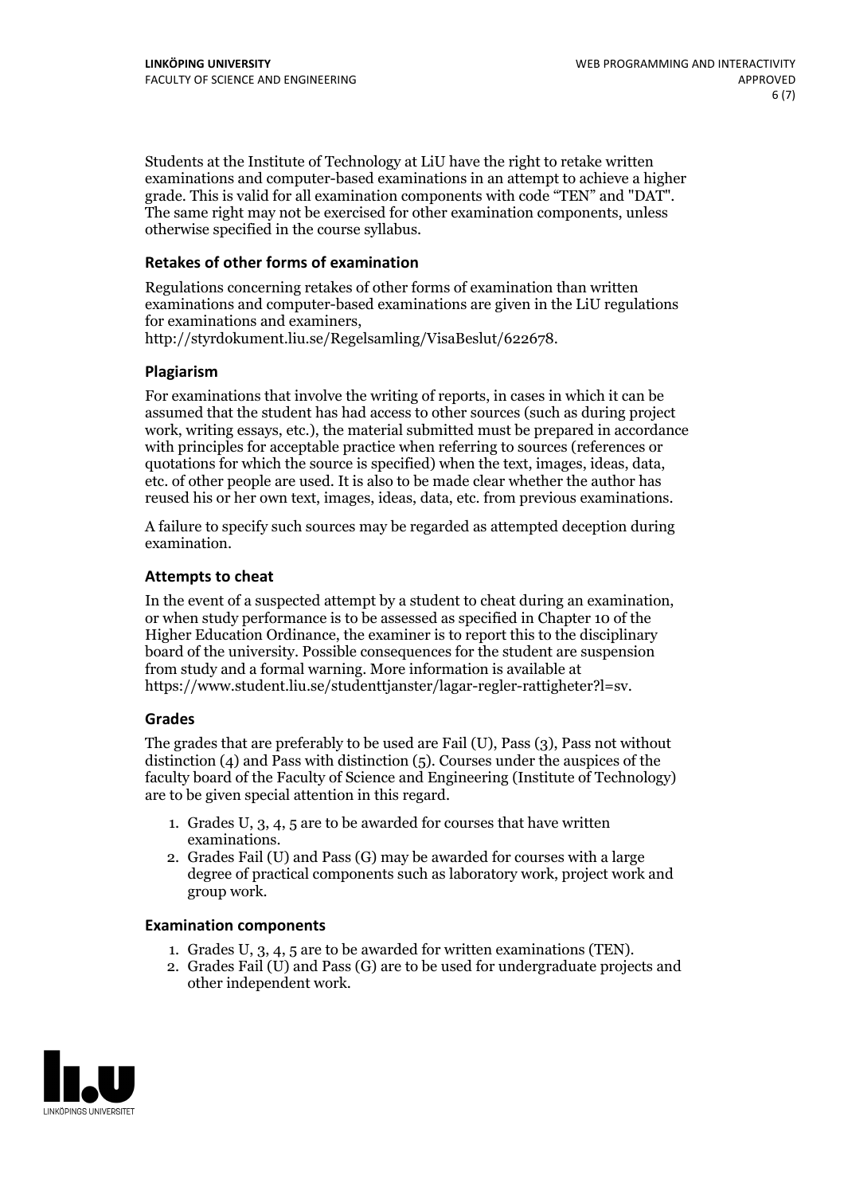Students at the Institute of Technology at LiU have the right to retake written examinations and computer-based examinations in an attempt to achieve a higher grade. This is valid for all examination components with code "TEN" and "DAT". The same right may not be exercised for other examination components, unless otherwise specified in the course syllabus.

### Retakes of other forms of examination

Regulations concerning retakes of other forms of examination than written examinations and computer-based examinations are given in the LiU regulations for examinations and examiners, http://styrdokument.liu.se/Regelsamling/VisaBeslut/622678.

### Plagiarism

For examinations that involve the writing of reports, in cases in which it can be assumed that the student has had access to other sources (such as during project work, writing essays, etc.), the material submitted must be prepared in accordance with principles for acceptable practice when referring to sources (references or quotations for which the source is specified) when the text, images, ideas, data, etc. of other people are used. It is also to be made clear whether the author has reused his or her own text, images, ideas, data, etc. from previous examinations.

A failure to specify such sources may be regarded as attempted deception during examination.

### Attempts to cheat

In the event of a suspected attempt by a student to cheat during an examination, or when study performance is to be assessed as specified in Chapter 10 of the Higher Education Ordinance, the examiner is to report this to the disciplinary board of the university. Possible consequences for the student are suspension from study and a formal warning. More information is available at https://www.student.liu.se/studenttjanster/lagar-regler-rattigheter?l=sv.

### Grades

The grades that are preferably to be used are Fail (U), Pass (3), Pass not without distinction (4) and Pass with distinction (5). Courses under the auspices of the faculty board of the Faculty of Science and Engineering (Institute of Technology) are to be given special attention in this regard.

1. Grades U, 3, 4, 5 are to be awarded for courses that have written examinations.
2. Grades Fail (U) and Pass (G) may be awarded for courses with a large degree of practical components such as laboratory work, project work and group work.

### Examination components

1. Grades U, 3, 4, 5 are to be awarded for written examinations (TEN).
2. Grades Fail (U) and Pass (G) are to be used for undergraduate projects and other independent work.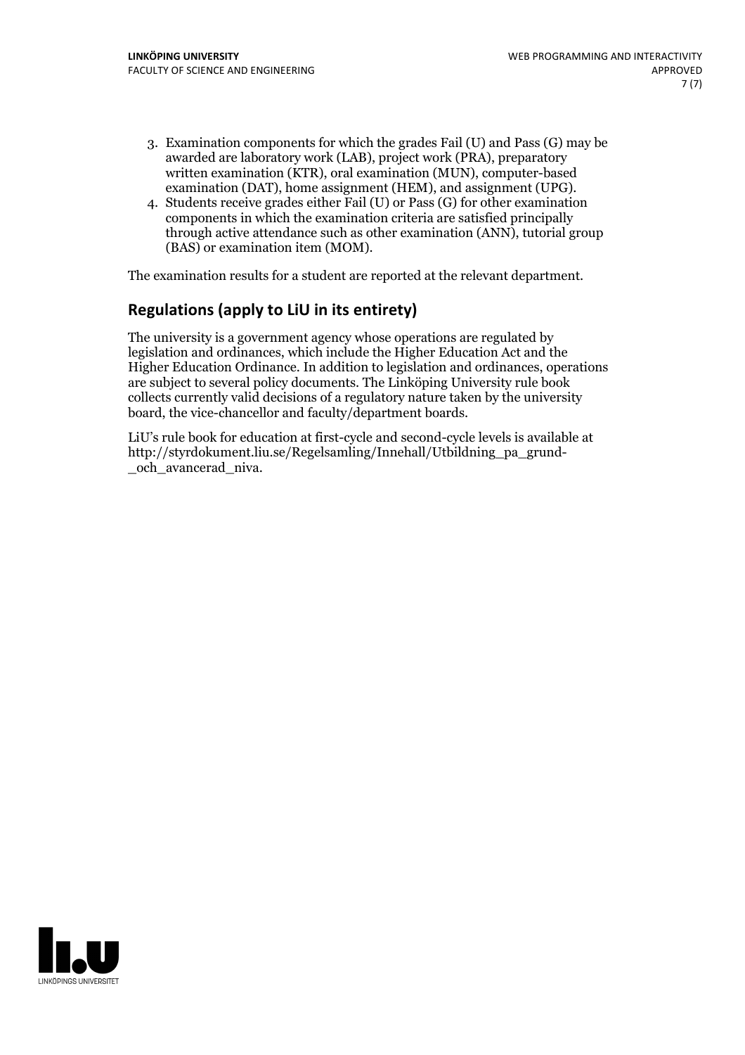3. Examination components for which the grades Fail (U) and Pass (G) may be awarded are laboratory work (LAB), project work (PRA), preparatory written examination (KTR), oral examination (MUN), computer-based examination (DAT), home assignment (HEM), and assignment (UPG).
4. Students receive grades either Fail (U) or Pass (G) for other examination components in which the examination criteria are satisfied principally through active attendance such as other examination (ANN), tutorial group (BAS) or examination item (MOM).

The examination results for a student are reported at the relevant department.

## Regulations (apply to LiU in its entirety)

The university is a government agency whose operations are regulated by legislation and ordinances, which include the Higher Education Act and the Higher Education Ordinance. In addition to legislation and ordinances, operations are subject to several policy documents. The Linköping University rule book collects currently valid decisions of a regulatory nature taken by the university board, the vice-chancellor and faculty/department boards.

LiU's rule book for education at first-cycle and second-cycle levels is available at http://styrdokument.liu.se/Regelsamling/Innehall/Utbildning_pa_grund-_och_avancerad_niva.